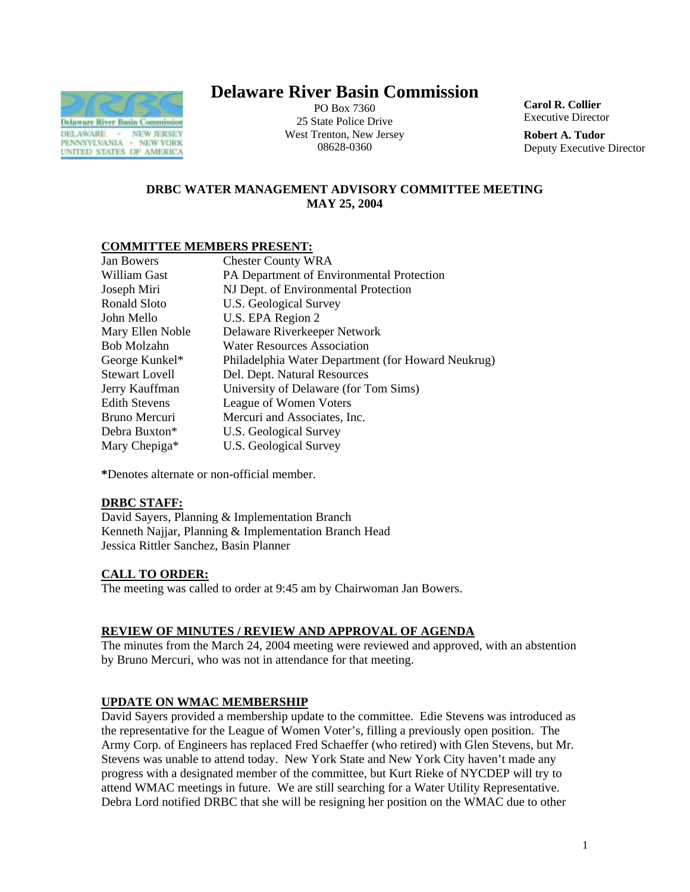# Delaware River Basin Commission

PO Box 7360
25 State Police Drive
West Trenton, New Jersey
08628-0360

**Carol R. Collier**
Executive Director

**Robert A. Tudor**
Deputy Executive Director

## DRBC WATER MANAGEMENT ADVISORY COMMITTEE MEETING
## MAY 25, 2004

**COMMITTEE MEMBERS PRESENT:**

| | |
|---|---|
| Jan Bowers | Chester County WRA |
| William Gast | PA Department of Environmental Protection |
| Joseph Miri | NJ Dept. of Environmental Protection |
| Ronald Sloto | U.S. Geological Survey |
| John Mello | U.S. EPA Region 2 |
| Mary Ellen Noble | Delaware Riverkeeper Network |
| Bob Molzahn | Water Resources Association |
| George Kunkel* | Philadelphia Water Department (for Howard Neukrug) |
| Stewart Lovell | Del. Dept. Natural Resources |
| Jerry Kauffman | University of Delaware (for Tom Sims) |
| Edith Stevens | League of Women Voters |
| Bruno Mercuri | Mercuri and Associates, Inc. |
| Debra Buxton* | U.S. Geological Survey |
| Mary Chepiga* | U.S. Geological Survey |

**\***Denotes alternate or non-official member.

**DRBC STAFF:**

David Sayers, Planning & Implementation Branch
Kenneth Najjar, Planning & Implementation Branch Head
Jessica Rittler Sanchez, Basin Planner

**CALL TO ORDER:**

The meeting was called to order at 9:45 am by Chairwoman Jan Bowers.

**REVIEW OF MINUTES / REVIEW AND APPROVAL OF AGENDA**

The minutes from the March 24, 2004 meeting were reviewed and approved, with an abstention by Bruno Mercuri, who was not in attendance for that meeting.

**UPDATE ON WMAC MEMBERSHIP**

David Sayers provided a membership update to the committee. Edie Stevens was introduced as the representative for the League of Women Voter's, filling a previously open position. The Army Corp. of Engineers has replaced Fred Schaeffer (who retired) with Glen Stevens, but Mr. Stevens was unable to attend today. New York State and New York City haven't made any progress with a designated member of the committee, but Kurt Rieke of NYCDEP will try to attend WMAC meetings in future. We are still searching for a Water Utility Representative. Debra Lord notified DRBC that she will be resigning her position on the WMAC due to other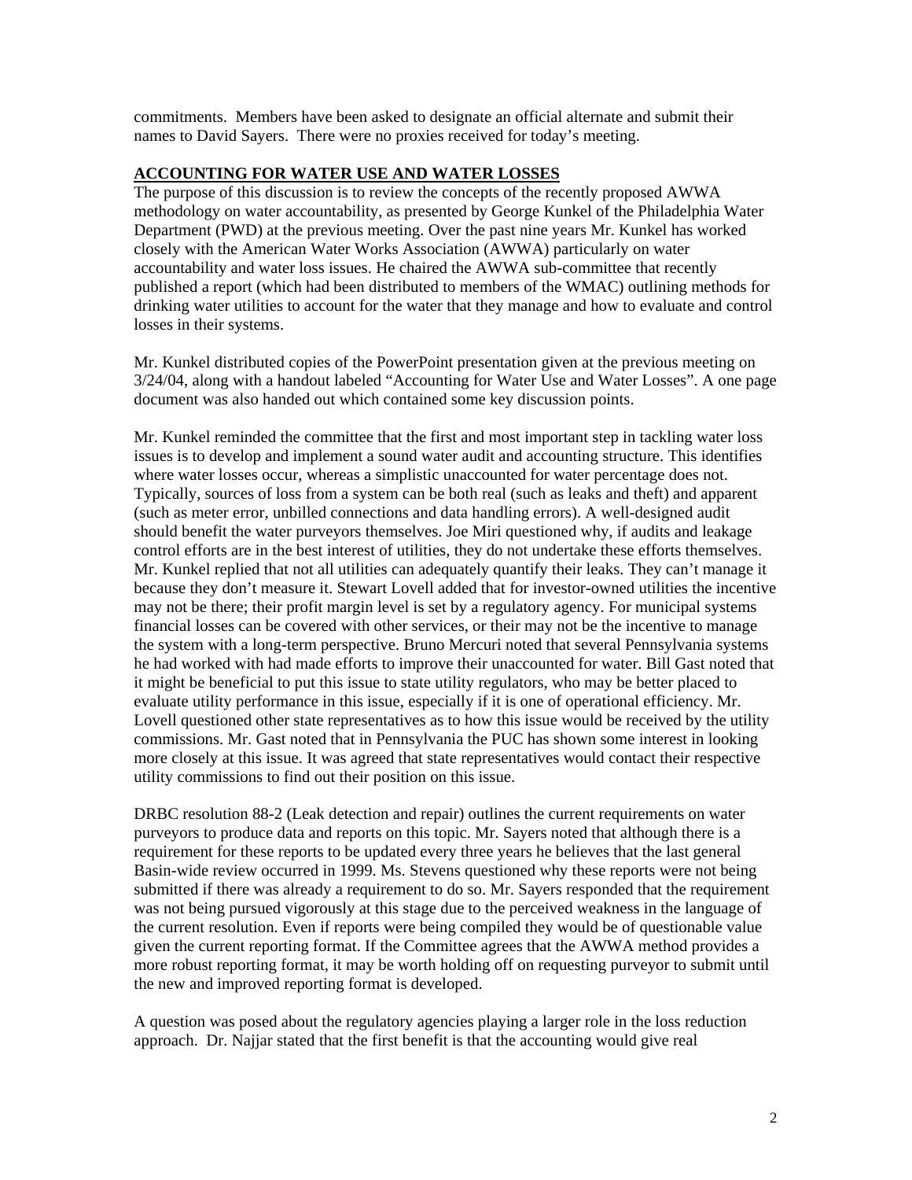commitments. Members have been asked to designate an official alternate and submit their names to David Sayers. There were no proxies received for today's meeting.

## ACCOUNTING FOR WATER USE AND WATER LOSSES

The purpose of this discussion is to review the concepts of the recently proposed AWWA methodology on water accountability, as presented by George Kunkel of the Philadelphia Water Department (PWD) at the previous meeting. Over the past nine years Mr. Kunkel has worked closely with the American Water Works Association (AWWA) particularly on water accountability and water loss issues. He chaired the AWWA sub-committee that recently published a report (which had been distributed to members of the WMAC) outlining methods for drinking water utilities to account for the water that they manage and how to evaluate and control losses in their systems.

Mr. Kunkel distributed copies of the PowerPoint presentation given at the previous meeting on 3/24/04, along with a handout labeled "Accounting for Water Use and Water Losses". A one page document was also handed out which contained some key discussion points.

Mr. Kunkel reminded the committee that the first and most important step in tackling water loss issues is to develop and implement a sound water audit and accounting structure. This identifies where water losses occur, whereas a simplistic unaccounted for water percentage does not. Typically, sources of loss from a system can be both real (such as leaks and theft) and apparent (such as meter error, unbilled connections and data handling errors). A well-designed audit should benefit the water purveyors themselves. Joe Miri questioned why, if audits and leakage control efforts are in the best interest of utilities, they do not undertake these efforts themselves. Mr. Kunkel replied that not all utilities can adequately quantify their leaks. They can't manage it because they don't measure it. Stewart Lovell added that for investor-owned utilities the incentive may not be there; their profit margin level is set by a regulatory agency. For municipal systems financial losses can be covered with other services, or their may not be the incentive to manage the system with a long-term perspective. Bruno Mercuri noted that several Pennsylvania systems he had worked with had made efforts to improve their unaccounted for water. Bill Gast noted that it might be beneficial to put this issue to state utility regulators, who may be better placed to evaluate utility performance in this issue, especially if it is one of operational efficiency. Mr. Lovell questioned other state representatives as to how this issue would be received by the utility commissions. Mr. Gast noted that in Pennsylvania the PUC has shown some interest in looking more closely at this issue. It was agreed that state representatives would contact their respective utility commissions to find out their position on this issue.

DRBC resolution 88-2 (Leak detection and repair) outlines the current requirements on water purveyors to produce data and reports on this topic. Mr. Sayers noted that although there is a requirement for these reports to be updated every three years he believes that the last general Basin-wide review occurred in 1999. Ms. Stevens questioned why these reports were not being submitted if there was already a requirement to do so. Mr. Sayers responded that the requirement was not being pursued vigorously at this stage due to the perceived weakness in the language of the current resolution. Even if reports were being compiled they would be of questionable value given the current reporting format. If the Committee agrees that the AWWA method provides a more robust reporting format, it may be worth holding off on requesting purveyor to submit until the new and improved reporting format is developed.

A question was posed about the regulatory agencies playing a larger role in the loss reduction approach. Dr. Najjar stated that the first benefit is that the accounting would give real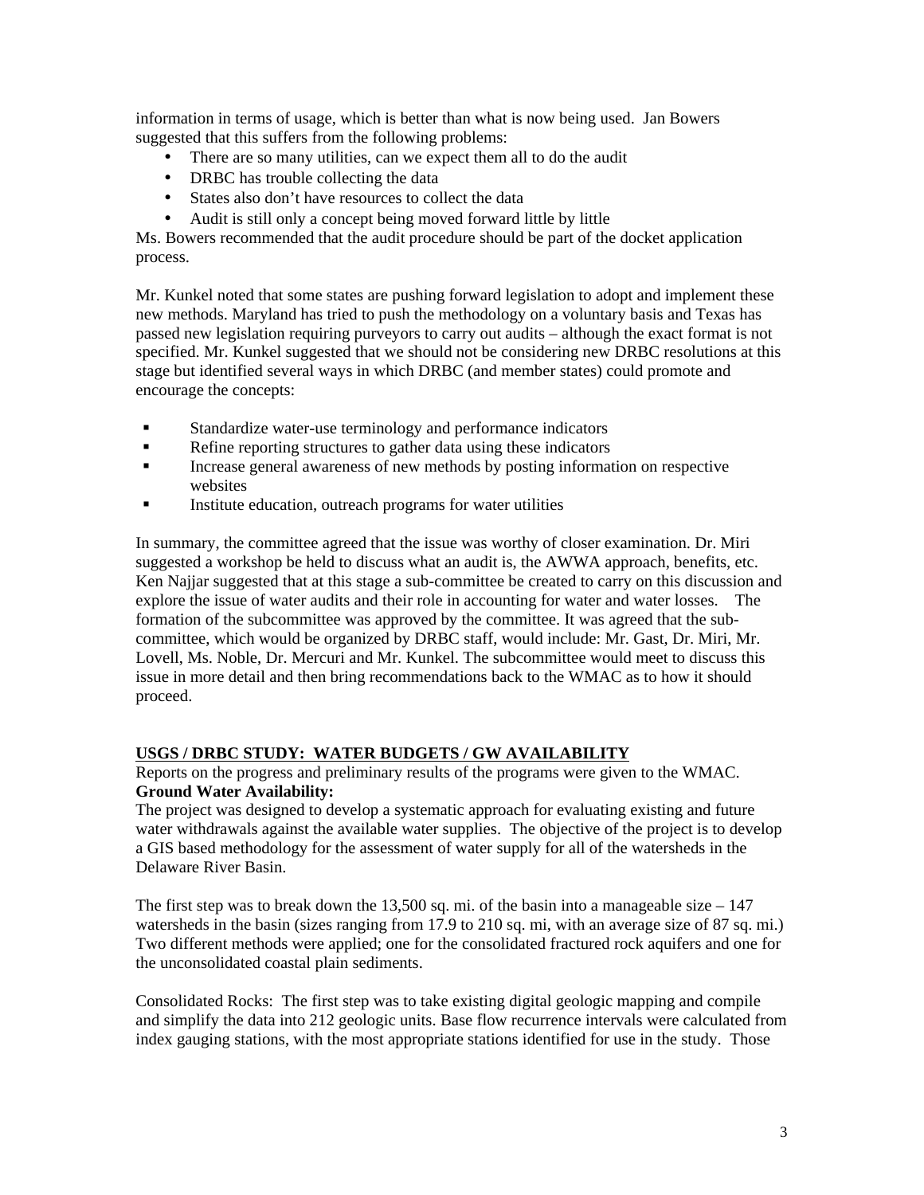information in terms of usage, which is better than what is now being used. Jan Bowers suggested that this suffers from the following problems:

- There are so many utilities, can we expect them all to do the audit
- DRBC has trouble collecting the data
- States also don't have resources to collect the data
- Audit is still only a concept being moved forward little by little

Ms. Bowers recommended that the audit procedure should be part of the docket application process.

Mr. Kunkel noted that some states are pushing forward legislation to adopt and implement these new methods. Maryland has tried to push the methodology on a voluntary basis and Texas has passed new legislation requiring purveyors to carry out audits – although the exact format is not specified. Mr. Kunkel suggested that we should not be considering new DRBC resolutions at this stage but identified several ways in which DRBC (and member states) could promote and encourage the concepts:

- Standardize water-use terminology and performance indicators
- Refine reporting structures to gather data using these indicators
- Increase general awareness of new methods by posting information on respective websites
- Institute education, outreach programs for water utilities

In summary, the committee agreed that the issue was worthy of closer examination. Dr. Miri suggested a workshop be held to discuss what an audit is, the AWWA approach, benefits, etc. Ken Najjar suggested that at this stage a sub-committee be created to carry on this discussion and explore the issue of water audits and their role in accounting for water and water losses. The formation of the subcommittee was approved by the committee. It was agreed that the sub-committee, which would be organized by DRBC staff, would include: Mr. Gast, Dr. Miri, Mr. Lovell, Ms. Noble, Dr. Mercuri and Mr. Kunkel. The subcommittee would meet to discuss this issue in more detail and then bring recommendations back to the WMAC as to how it should proceed.

## USGS / DRBC STUDY: WATER BUDGETS / GW AVAILABILITY

Reports on the progress and preliminary results of the programs were given to the WMAC.

**Ground Water Availability:**

The project was designed to develop a systematic approach for evaluating existing and future water withdrawals against the available water supplies. The objective of the project is to develop a GIS based methodology for the assessment of water supply for all of the watersheds in the Delaware River Basin.

The first step was to break down the 13,500 sq. mi. of the basin into a manageable size – 147 watersheds in the basin (sizes ranging from 17.9 to 210 sq. mi, with an average size of 87 sq. mi.) Two different methods were applied; one for the consolidated fractured rock aquifers and one for the unconsolidated coastal plain sediments.

Consolidated Rocks: The first step was to take existing digital geologic mapping and compile and simplify the data into 212 geologic units. Base flow recurrence intervals were calculated from index gauging stations, with the most appropriate stations identified for use in the study. Those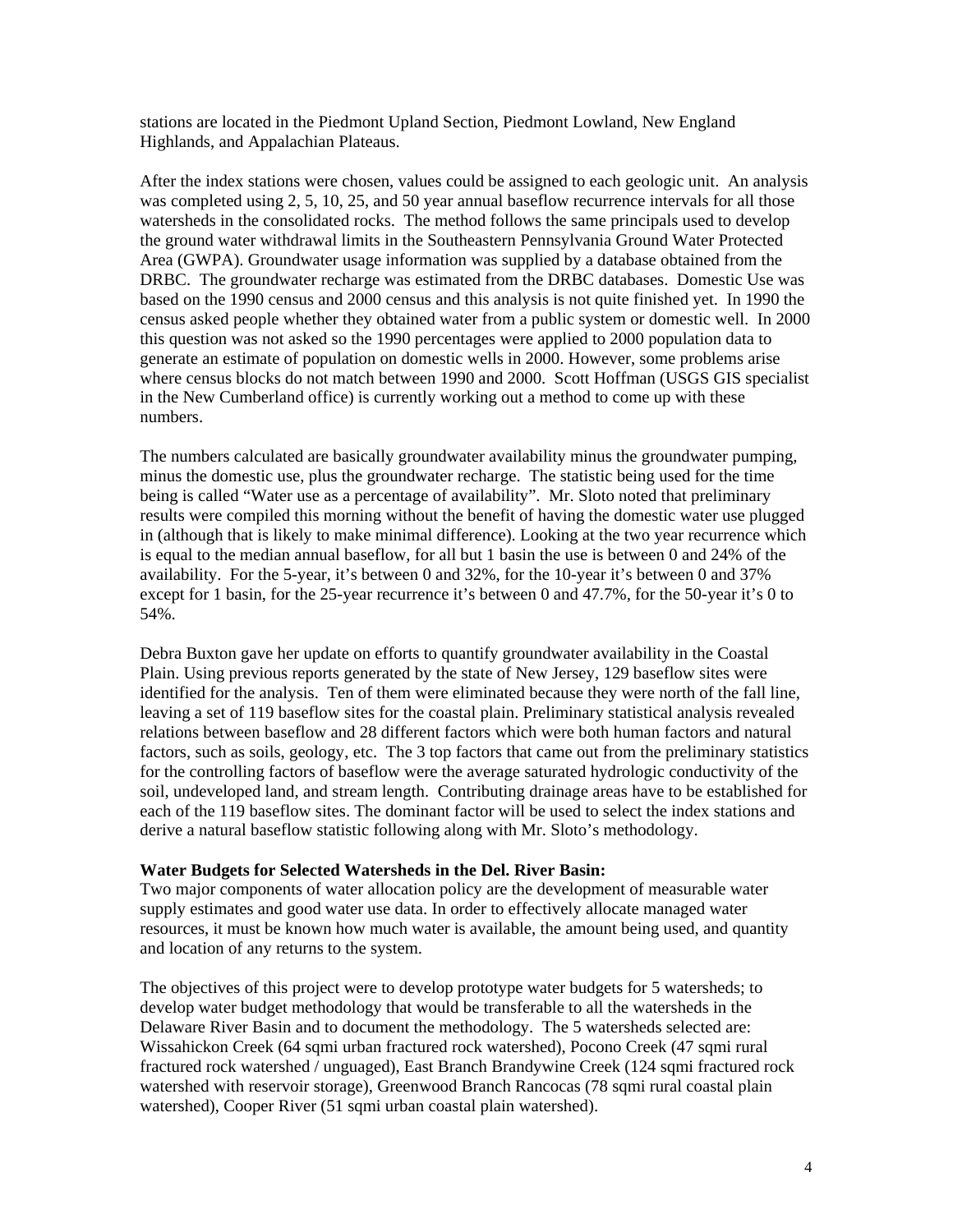stations are located in the Piedmont Upland Section, Piedmont Lowland, New England Highlands, and Appalachian Plateaus.

After the index stations were chosen, values could be assigned to each geologic unit. An analysis was completed using 2, 5, 10, 25, and 50 year annual baseflow recurrence intervals for all those watersheds in the consolidated rocks. The method follows the same principals used to develop the ground water withdrawal limits in the Southeastern Pennsylvania Ground Water Protected Area (GWPA). Groundwater usage information was supplied by a database obtained from the DRBC. The groundwater recharge was estimated from the DRBC databases. Domestic Use was based on the 1990 census and 2000 census and this analysis is not quite finished yet. In 1990 the census asked people whether they obtained water from a public system or domestic well. In 2000 this question was not asked so the 1990 percentages were applied to 2000 population data to generate an estimate of population on domestic wells in 2000. However, some problems arise where census blocks do not match between 1990 and 2000. Scott Hoffman (USGS GIS specialist in the New Cumberland office) is currently working out a method to come up with these numbers.

The numbers calculated are basically groundwater availability minus the groundwater pumping, minus the domestic use, plus the groundwater recharge. The statistic being used for the time being is called "Water use as a percentage of availability". Mr. Sloto noted that preliminary results were compiled this morning without the benefit of having the domestic water use plugged in (although that is likely to make minimal difference). Looking at the two year recurrence which is equal to the median annual baseflow, for all but 1 basin the use is between 0 and 24% of the availability. For the 5-year, it's between 0 and 32%, for the 10-year it's between 0 and 37% except for 1 basin, for the 25-year recurrence it's between 0 and 47.7%, for the 50-year it's 0 to 54%.

Debra Buxton gave her update on efforts to quantify groundwater availability in the Coastal Plain. Using previous reports generated by the state of New Jersey, 129 baseflow sites were identified for the analysis. Ten of them were eliminated because they were north of the fall line, leaving a set of 119 baseflow sites for the coastal plain. Preliminary statistical analysis revealed relations between baseflow and 28 different factors which were both human factors and natural factors, such as soils, geology, etc. The 3 top factors that came out from the preliminary statistics for the controlling factors of baseflow were the average saturated hydrologic conductivity of the soil, undeveloped land, and stream length. Contributing drainage areas have to be established for each of the 119 baseflow sites. The dominant factor will be used to select the index stations and derive a natural baseflow statistic following along with Mr. Sloto's methodology.

**Water Budgets for Selected Watersheds in the Del. River Basin:**
Two major components of water allocation policy are the development of measurable water supply estimates and good water use data. In order to effectively allocate managed water resources, it must be known how much water is available, the amount being used, and quantity and location of any returns to the system.

The objectives of this project were to develop prototype water budgets for 5 watersheds; to develop water budget methodology that would be transferable to all the watersheds in the Delaware River Basin and to document the methodology. The 5 watersheds selected are: Wissahickon Creek (64 sqmi urban fractured rock watershed), Pocono Creek (47 sqmi rural fractured rock watershed / unguaged), East Branch Brandywine Creek (124 sqmi fractured rock watershed with reservoir storage), Greenwood Branch Rancocas (78 sqmi rural coastal plain watershed), Cooper River (51 sqmi urban coastal plain watershed).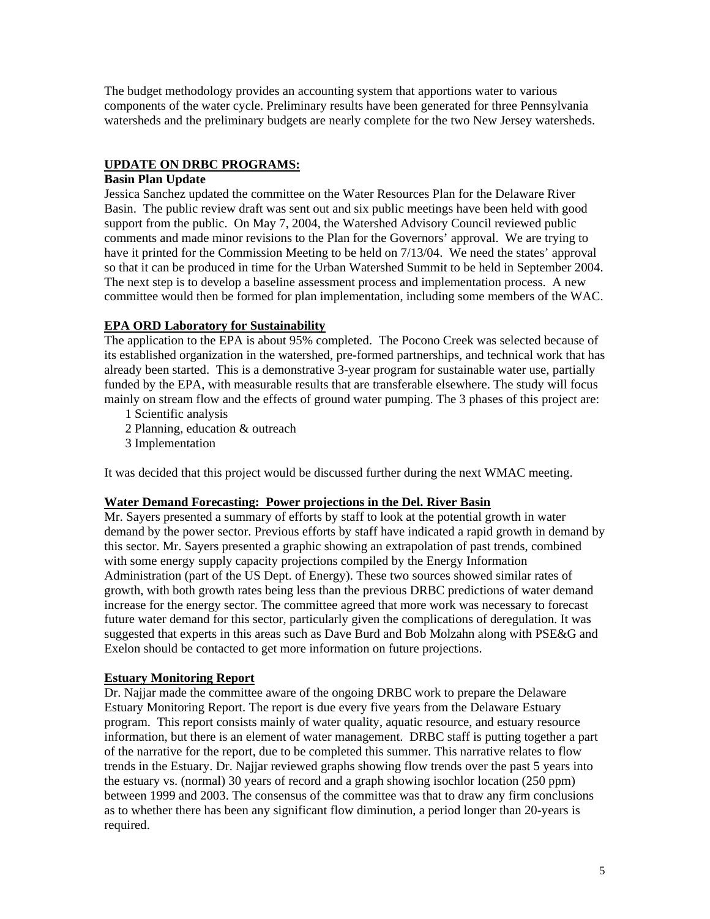The budget methodology provides an accounting system that apportions water to various components of the water cycle. Preliminary results have been generated for three Pennsylvania watersheds and the preliminary budgets are nearly complete for the two New Jersey watersheds.

## UPDATE ON DRBC PROGRAMS:

### Basin Plan Update

Jessica Sanchez updated the committee on the Water Resources Plan for the Delaware River Basin. The public review draft was sent out and six public meetings have been held with good support from the public. On May 7, 2004, the Watershed Advisory Council reviewed public comments and made minor revisions to the Plan for the Governors' approval. We are trying to have it printed for the Commission Meeting to be held on 7/13/04. We need the states' approval so that it can be produced in time for the Urban Watershed Summit to be held in September 2004. The next step is to develop a baseline assessment process and implementation process. A new committee would then be formed for plan implementation, including some members of the WAC.

### EPA ORD Laboratory for Sustainability

The application to the EPA is about 95% completed. The Pocono Creek was selected because of its established organization in the watershed, pre-formed partnerships, and technical work that has already been started. This is a demonstrative 3-year program for sustainable water use, partially funded by the EPA, with measurable results that are transferable elsewhere. The study will focus mainly on stream flow and the effects of ground water pumping. The 3 phases of this project are:

1 Scientific analysis
2 Planning, education & outreach
3 Implementation

It was decided that this project would be discussed further during the next WMAC meeting.

### Water Demand Forecasting: Power projections in the Del. River Basin

Mr. Sayers presented a summary of efforts by staff to look at the potential growth in water demand by the power sector. Previous efforts by staff have indicated a rapid growth in demand by this sector. Mr. Sayers presented a graphic showing an extrapolation of past trends, combined with some energy supply capacity projections compiled by the Energy Information Administration (part of the US Dept. of Energy). These two sources showed similar rates of growth, with both growth rates being less than the previous DRBC predictions of water demand increase for the energy sector. The committee agreed that more work was necessary to forecast future water demand for this sector, particularly given the complications of deregulation. It was suggested that experts in this areas such as Dave Burd and Bob Molzahn along with PSE&G and Exelon should be contacted to get more information on future projections.

### Estuary Monitoring Report

Dr. Najjar made the committee aware of the ongoing DRBC work to prepare the Delaware Estuary Monitoring Report. The report is due every five years from the Delaware Estuary program. This report consists mainly of water quality, aquatic resource, and estuary resource information, but there is an element of water management. DRBC staff is putting together a part of the narrative for the report, due to be completed this summer. This narrative relates to flow trends in the Estuary. Dr. Najjar reviewed graphs showing flow trends over the past 5 years into the estuary vs. (normal) 30 years of record and a graph showing isochlor location (250 ppm) between 1999 and 2003. The consensus of the committee was that to draw any firm conclusions as to whether there has been any significant flow diminution, a period longer than 20-years is required.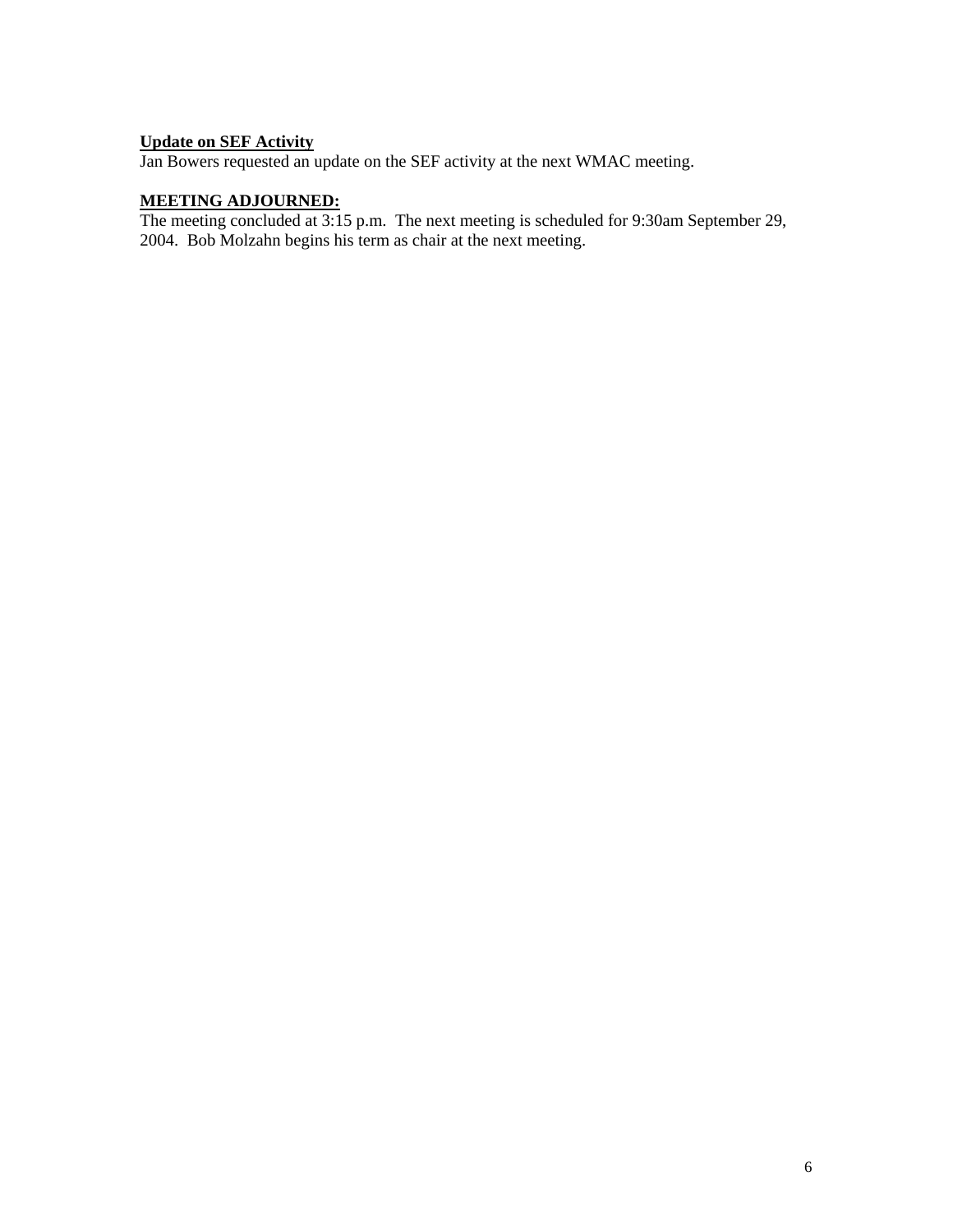**Update on SEF Activity**

Jan Bowers requested an update on the SEF activity at the next WMAC meeting.

**MEETING ADJOURNED:**

The meeting concluded at 3:15 p.m. The next meeting is scheduled for 9:30am September 29, 2004. Bob Molzahn begins his term as chair at the next meeting.